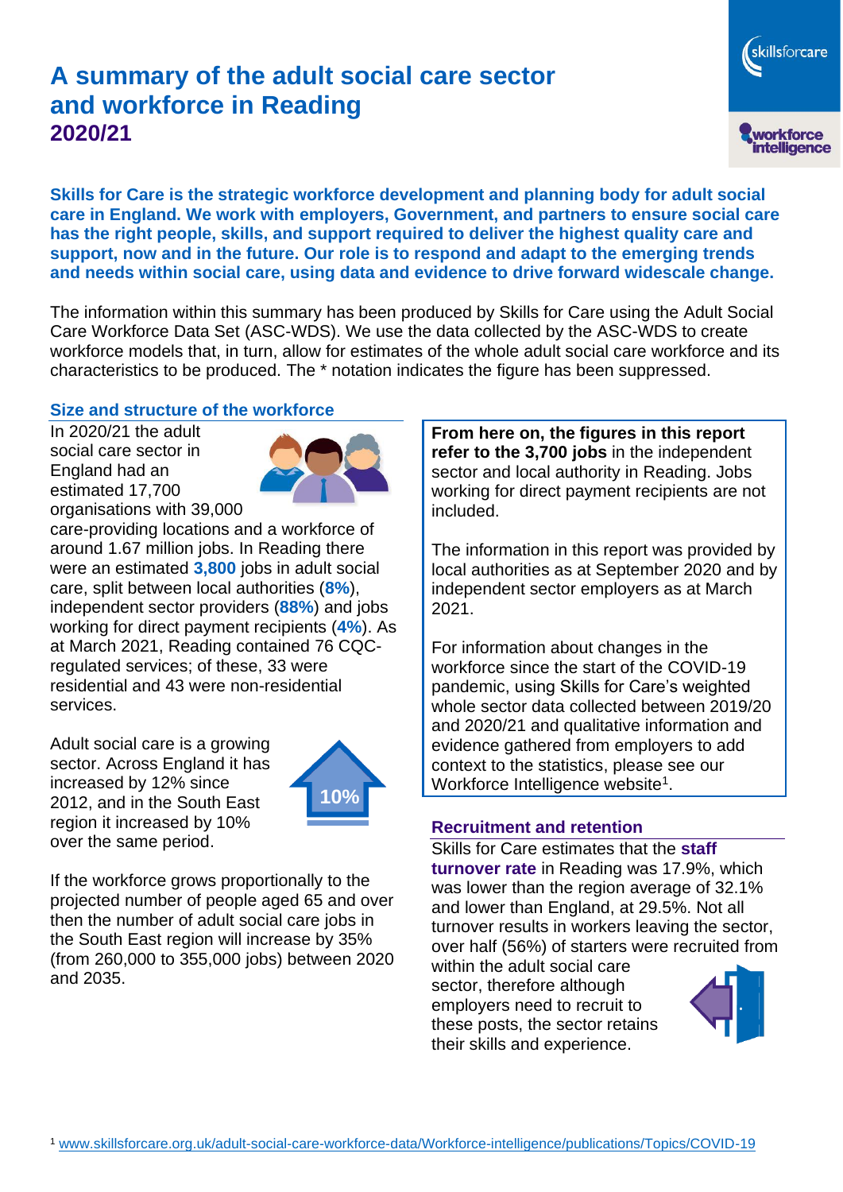# A summary of the adult social care sector and workforce in Reading

## 2020/21

**Skills for Care is the strategic workforce development and planning body for adult social care in England. We work with employers, Government, and partners to ensure social care has the right people, skills, and support required to deliver the highest quality care and support, now and in the future. Our role is to respond and adapt to the emerging trends and needs within social care, using data and evidence to drive forward widescale change.**

The information within this summary has been produced by Skills for Care using the Adult Social Care Workforce Data Set (ASC-WDS). We use the data collected by the ASC-WDS to create workforce models that, in turn, allow for estimates of the whole adult social care workforce and its characteristics to be produced. The * notation indicates the figure has been suppressed.

### Size and structure of the workforce

In 2020/21 the adult social care sector in England had an estimated 17,700 organisations with 39,000 care-providing locations and a workforce of around 1.67 million jobs. In Reading there were an estimated **3,800** jobs in adult social care, split between local authorities (**8%**), independent sector providers (**88%**) and jobs working for direct payment recipients (**4%**). As at March 2021, Reading contained 76 CQC-regulated services; of these, 33 were residential and 43 were non-residential services.

Adult social care is a growing sector. Across England it has increased by 12% since 2012, and in the South East region it increased by 10% over the same period.

10%

If the workforce grows proportionally to the projected number of people aged 65 and over then the number of adult social care jobs in the South East region will increase by 35% (from 260,000 to 355,000 jobs) between 2020 and 2035.

**From here on, the figures in this report refer to the 3,700 jobs** in the independent sector and local authority in Reading. Jobs working for direct payment recipients are not included.

The information in this report was provided by local authorities as at September 2020 and by independent sector employers as at March 2021.

For information about changes in the workforce since the start of the COVID-19 pandemic, using Skills for Care's weighted whole sector data collected between 2019/20 and 2020/21 and qualitative information and evidence gathered from employers to add context to the statistics, please see our Workforce Intelligence website[1].

### Recruitment and retention

Skills for Care estimates that the **staff turnover rate** in Reading was 17.9%, which was lower than the region average of 32.1% and lower than England, at 29.5%. Not all turnover results in workers leaving the sector, over half (56%) of starters were recruited from within the adult social care sector, therefore although employers need to recruit to these posts, the sector retains their skills and experience.

[1] www.skillsforcare.org.uk/adult-social-care-workforce-data/Workforce-intelligence/publications/Topics/COVID-19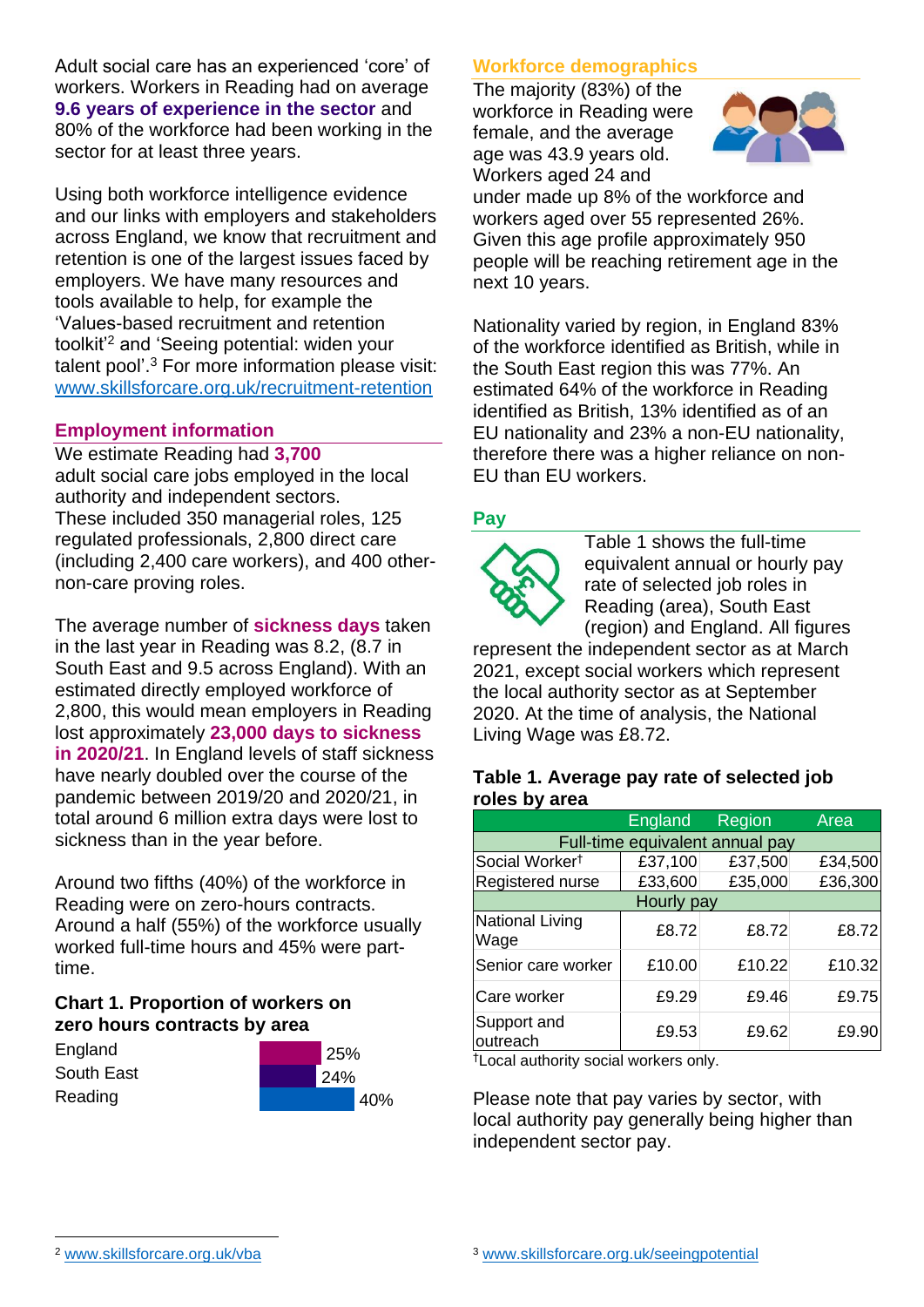Adult social care has an experienced 'core' of workers. Workers in Reading had on average **9.6 years of experience in the sector** and 80% of the workforce had been working in the sector for at least three years.

Using both workforce intelligence evidence and our links with employers and stakeholders across England, we know that recruitment and retention is one of the largest issues faced by employers. We have many resources and tools available to help, for example the 'Values-based recruitment and retention toolkit'[2] and 'Seeing potential: widen your talent pool'.[3] For more information please visit: www.skillsforcare.org.uk/recruitment-retention

## Employment information

We estimate Reading had **3,700** adult social care jobs employed in the local authority and independent sectors. These included 350 managerial roles, 125 regulated professionals, 2,800 direct care (including 2,400 care workers), and 400 other-non-care proving roles.

The average number of **sickness days** taken in the last year in Reading was 8.2, (8.7 in South East and 9.5 across England). With an estimated directly employed workforce of 2,800, this would mean employers in Reading lost approximately **23,000 days to sickness in 2020/21**. In England levels of staff sickness have nearly doubled over the course of the pandemic between 2019/20 and 2020/21, in total around 6 million extra days were lost to sickness than in the year before.

Around two fifths (40%) of the workforce in Reading were on zero-hours contracts. Around a half (55%) of the workforce usually worked full-time hours and 45% were part-time.

**Chart 1. Proportion of workers on zero hours contracts by area**

| Area | Proportion |
|---|---|
| England | 25% |
| South East | 24% |
| Reading | 40% |

## Workforce demographics

The majority (83%) of the workforce in Reading were female, and the average age was 43.9 years old. Workers aged 24 and under made up 8% of the workforce and workers aged over 55 represented 26%. Given this age profile approximately 950 people will be reaching retirement age in the next 10 years.

Nationality varied by region, in England 83% of the workforce identified as British, while in the South East region this was 77%. An estimated 64% of the workforce in Reading identified as British, 13% identified as of an EU nationality and 23% a non-EU nationality, therefore there was a higher reliance on non-EU than EU workers.

## Pay

Table 1 shows the full-time equivalent annual or hourly pay rate of selected job roles in Reading (area), South East (region) and England. All figures represent the independent sector as at March 2021, except social workers which represent the local authority sector as at September 2020. At the time of analysis, the National Living Wage was £8.72.

**Table 1. Average pay rate of selected job roles by area**

| | England | Region | Area |
|---|---|---|---|
| Full-time equivalent annual pay | | | |
| Social Worker† | £37,100 | £37,500 | £34,500 |
| Registered nurse | £33,600 | £35,000 | £36,300 |
| Hourly pay | | | |
| National Living Wage | £8.72 | £8.72 | £8.72 |
| Senior care worker | £10.00 | £10.22 | £10.32 |
| Care worker | £9.29 | £9.46 | £9.75 |
| Support and outreach | £9.53 | £9.62 | £9.90 |

†Local authority social workers only.

Please note that pay varies by sector, with local authority pay generally being higher than independent sector pay.

[2] www.skillsforcare.org.uk/vba

[3] www.skillsforcare.org.uk/seeingpotential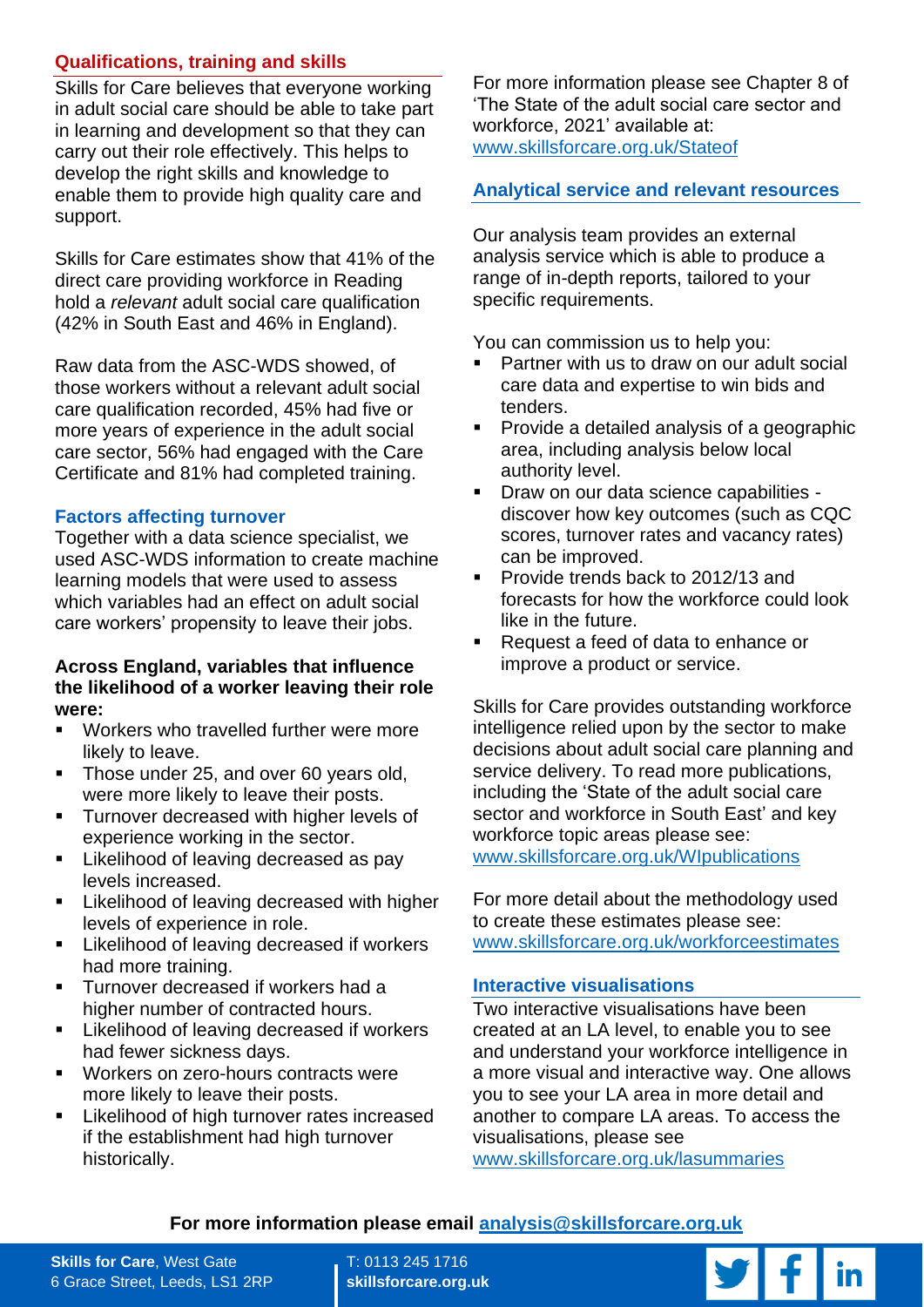## Qualifications, training and skills

Skills for Care believes that everyone working in adult social care should be able to take part in learning and development so that they can carry out their role effectively. This helps to develop the right skills and knowledge to enable them to provide high quality care and support.

Skills for Care estimates show that 41% of the direct care providing workforce in Reading hold a *relevant* adult social care qualification (42% in South East and 46% in England).

Raw data from the ASC-WDS showed, of those workers without a relevant adult social care qualification recorded, 45% had five or more years of experience in the adult social care sector, 56% had engaged with the Care Certificate and 81% had completed training.

## Factors affecting turnover

Together with a data science specialist, we used ASC-WDS information to create machine learning models that were used to assess which variables had an effect on adult social care workers' propensity to leave their jobs.

**Across England, variables that influence the likelihood of a worker leaving their role were:**

- Workers who travelled further were more likely to leave.
- Those under 25, and over 60 years old, were more likely to leave their posts.
- Turnover decreased with higher levels of experience working in the sector.
- Likelihood of leaving decreased as pay levels increased.
- Likelihood of leaving decreased with higher levels of experience in role.
- Likelihood of leaving decreased if workers had more training.
- Turnover decreased if workers had a higher number of contracted hours.
- Likelihood of leaving decreased if workers had fewer sickness days.
- Workers on zero-hours contracts were more likely to leave their posts.
- Likelihood of high turnover rates increased if the establishment had high turnover historically.

For more information please see Chapter 8 of 'The State of the adult social care sector and workforce, 2021' available at: www.skillsforcare.org.uk/Stateof

## Analytical service and relevant resources

Our analysis team provides an external analysis service which is able to produce a range of in-depth reports, tailored to your specific requirements.

You can commission us to help you:

- Partner with us to draw on our adult social care data and expertise to win bids and tenders.
- Provide a detailed analysis of a geographic area, including analysis below local authority level.
- Draw on our data science capabilities - discover how key outcomes (such as CQC scores, turnover rates and vacancy rates) can be improved.
- Provide trends back to 2012/13 and forecasts for how the workforce could look like in the future.
- Request a feed of data to enhance or improve a product or service.

Skills for Care provides outstanding workforce intelligence relied upon by the sector to make decisions about adult social care planning and service delivery. To read more publications, including the 'State of the adult social care sector and workforce in South East' and key workforce topic areas please see: www.skillsforcare.org.uk/WIpublications

For more detail about the methodology used to create these estimates please see: www.skillsforcare.org.uk/workforceestimates

## Interactive visualisations

Two interactive visualisations have been created at an LA level, to enable you to see and understand your workforce intelligence in a more visual and interactive way. One allows you to see your LA area in more detail and another to compare LA areas. To access the visualisations, please see www.skillsforcare.org.uk/lasummaries

**For more information please email analysis@skillsforcare.org.uk**

**Skills for Care**, West Gate
6 Grace Street, Leeds, LS1 2RP

T: 0113 245 1716
**skillsforcare.org.uk**